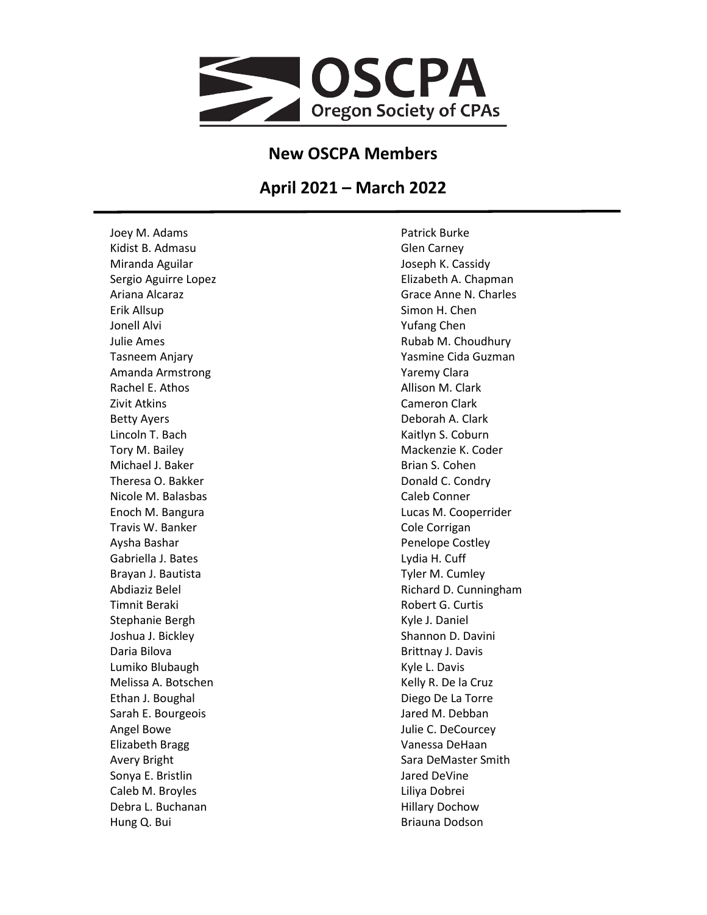OSCPA
Oregon Society of CPAs

# New OSCPA Members

## April 2021 – March 2022

---

Joey M. Adams
Kidist B. Admasu
Miranda Aguilar
Sergio Aguirre Lopez
Ariana Alcaraz
Erik Allsup
Jonell Alvi
Julie Ames
Tasneem Anjary
Amanda Armstrong
Rachel E. Athos
Zivit Atkins
Betty Ayers
Lincoln T. Bach
Tory M. Bailey
Michael J. Baker
Theresa O. Bakker
Nicole M. Balasbas
Enoch M. Bangura
Travis W. Banker
Aysha Bashar
Gabriella J. Bates
Brayan J. Bautista
Abdiaziz Belel
Timnit Beraki
Stephanie Bergh
Joshua J. Bickley
Daria Bilova
Lumiko Blubaugh
Melissa A. Botschen
Ethan J. Boughal
Sarah E. Bourgeois
Angel Bowe
Elizabeth Bragg
Avery Bright
Sonya E. Bristlin
Caleb M. Broyles
Debra L. Buchanan
Hung Q. Bui
Patrick Burke
Glen Carney
Joseph K. Cassidy
Elizabeth A. Chapman
Grace Anne N. Charles
Simon H. Chen
Yufang Chen
Rubab M. Choudhury
Yasmine Cida Guzman
Yaremy Clara
Allison M. Clark
Cameron Clark
Deborah A. Clark
Kaitlyn S. Coburn
Mackenzie K. Coder
Brian S. Cohen
Donald C. Condry
Caleb Conner
Lucas M. Cooperrider
Cole Corrigan
Penelope Costley
Lydia H. Cuff
Tyler M. Cumley
Richard D. Cunningham
Robert G. Curtis
Kyle J. Daniel
Shannon D. Davini
Brittnay J. Davis
Kyle L. Davis
Kelly R. De la Cruz
Diego De La Torre
Jared M. Debban
Julie C. DeCourcey
Vanessa DeHaan
Sara DeMaster Smith
Jared DeVine
Liliya Dobrei
Hillary Dochow
Briauna Dodson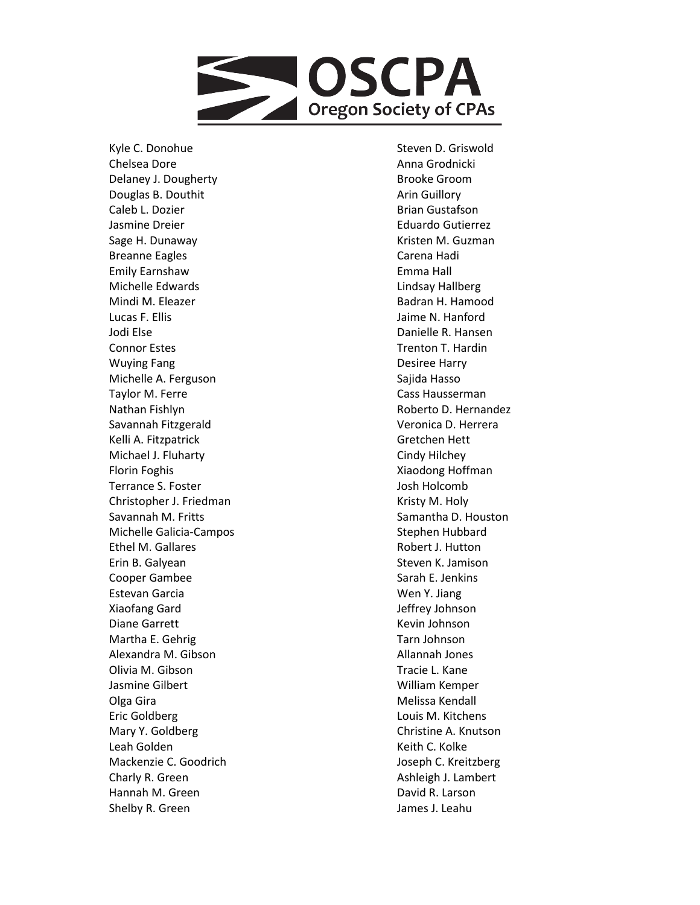Kyle C. Donohue
Chelsea Dore
Delaney J. Dougherty
Douglas B. Douthit
Caleb L. Dozier
Jasmine Dreier
Sage H. Dunaway
Breanne Eagles
Emily Earnshaw
Michelle Edwards
Mindi M. Eleazer
Lucas F. Ellis
Jodi Else
Connor Estes
Wuying Fang
Michelle A. Ferguson
Taylor M. Ferre
Nathan Fishlyn
Savannah Fitzgerald
Kelli A. Fitzpatrick
Michael J. Fluharty
Florin Foghis
Terrance S. Foster
Christopher J. Friedman
Savannah M. Fritts
Michelle Galicia-Campos
Ethel M. Gallares
Erin B. Galyean
Cooper Gambee
Estevan Garcia
Xiaofang Gard
Diane Garrett
Martha E. Gehrig
Alexandra M. Gibson
Olivia M. Gibson
Jasmine Gilbert
Olga Gira
Eric Goldberg
Mary Y. Goldberg
Leah Golden
Mackenzie C. Goodrich
Charly R. Green
Hannah M. Green
Shelby R. Green
Steven D. Griswold
Anna Grodnicki
Brooke Groom
Arin Guillory
Brian Gustafson
Eduardo Gutierrez
Kristen M. Guzman
Carena Hadi
Emma Hall
Lindsay Hallberg
Badran H. Hamood
Jaime N. Hanford
Danielle R. Hansen
Trenton T. Hardin
Desiree Harry
Sajida Hasso
Cass Hausserman
Roberto D. Hernandez
Veronica D. Herrera
Gretchen Hett
Cindy Hilchey
Xiaodong Hoffman
Josh Holcomb
Kristy M. Holy
Samantha D. Houston
Stephen Hubbard
Robert J. Hutton
Steven K. Jamison
Sarah E. Jenkins
Wen Y. Jiang
Jeffrey Johnson
Kevin Johnson
Tarn Johnson
Allannah Jones
Tracie L. Kane
William Kemper
Melissa Kendall
Louis M. Kitchens
Christine A. Knutson
Keith C. Kolke
Joseph C. Kreitzberg
Ashleigh J. Lambert
David R. Larson
James J. Leahu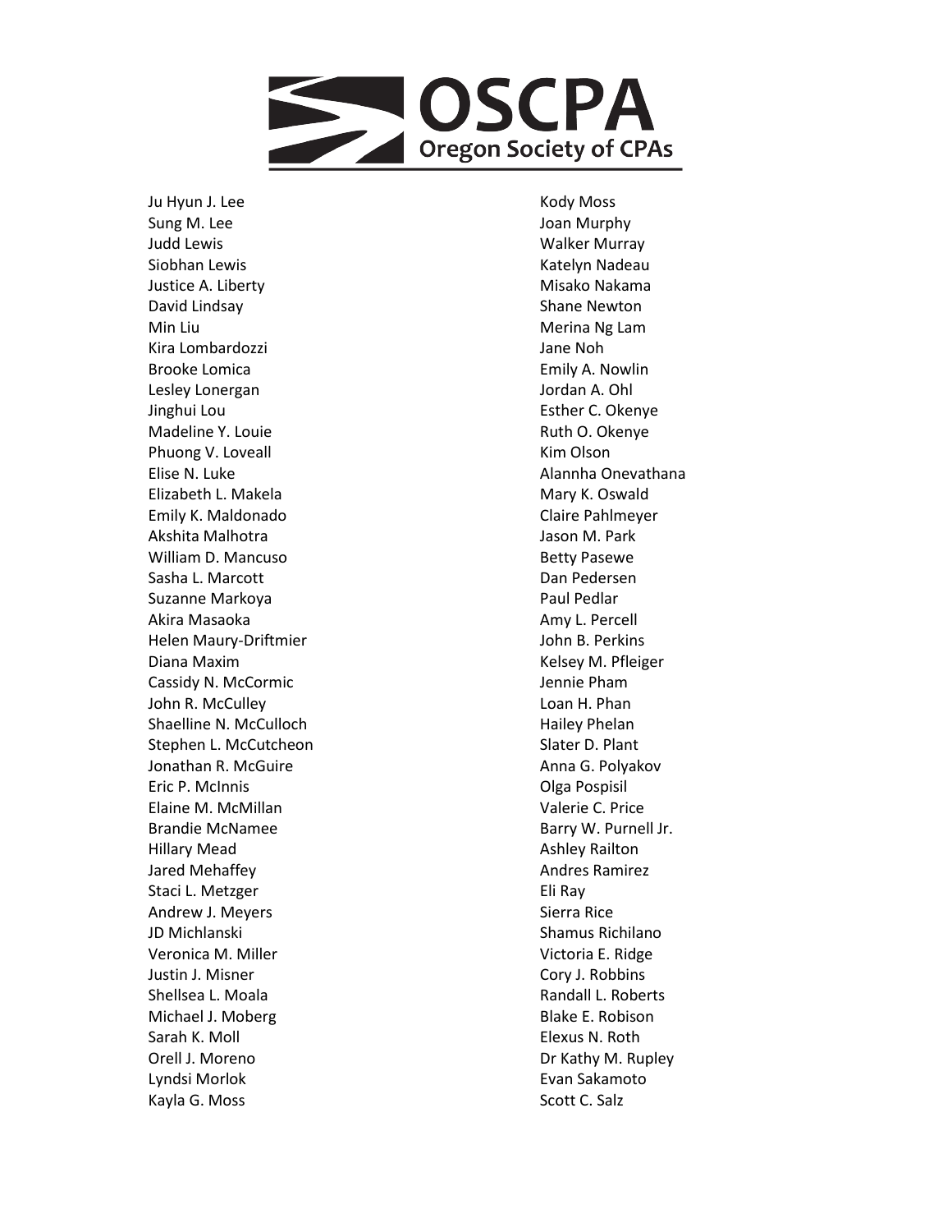Ju Hyun J. Lee
Sung M. Lee
Judd Lewis
Siobhan Lewis
Justice A. Liberty
David Lindsay
Min Liu
Kira Lombardozzi
Brooke Lomica
Lesley Lonergan
Jinghui Lou
Madeline Y. Louie
Phuong V. Loveall
Elise N. Luke
Elizabeth L. Makela
Emily K. Maldonado
Akshita Malhotra
William D. Mancuso
Sasha L. Marcott
Suzanne Markoya
Akira Masaoka
Helen Maury-Driftmier
Diana Maxim
Cassidy N. McCormic
John R. McCulley
Shaelline N. McCulloch
Stephen L. McCutcheon
Jonathan R. McGuire
Eric P. McInnis
Elaine M. McMillan
Brandie McNamee
Hillary Mead
Jared Mehaffey
Staci L. Metzger
Andrew J. Meyers
JD Michlanski
Veronica M. Miller
Justin J. Misner
Shellsea L. Moala
Michael J. Moberg
Sarah K. Moll
Orell J. Moreno
Lyndsi Morlok
Kayla G. Moss
Kody Moss
Joan Murphy
Walker Murray
Katelyn Nadeau
Misako Nakama
Shane Newton
Merina Ng Lam
Jane Noh
Emily A. Nowlin
Jordan A. Ohl
Esther C. Okenye
Ruth O. Okenye
Kim Olson
Alannha Onevathana
Mary K. Oswald
Claire Pahlmeyer
Jason M. Park
Betty Pasewe
Dan Pedersen
Paul Pedlar
Amy L. Percell
John B. Perkins
Kelsey M. Pfleiger
Jennie Pham
Loan H. Phan
Hailey Phelan
Slater D. Plant
Anna G. Polyakov
Olga Pospisil
Valerie C. Price
Barry W. Purnell Jr.
Ashley Railton
Andres Ramirez
Eli Ray
Sierra Rice
Shamus Richilano
Victoria E. Ridge
Cory J. Robbins
Randall L. Roberts
Blake E. Robison
Elexus N. Roth
Dr Kathy M. Rupley
Evan Sakamoto
Scott C. Salz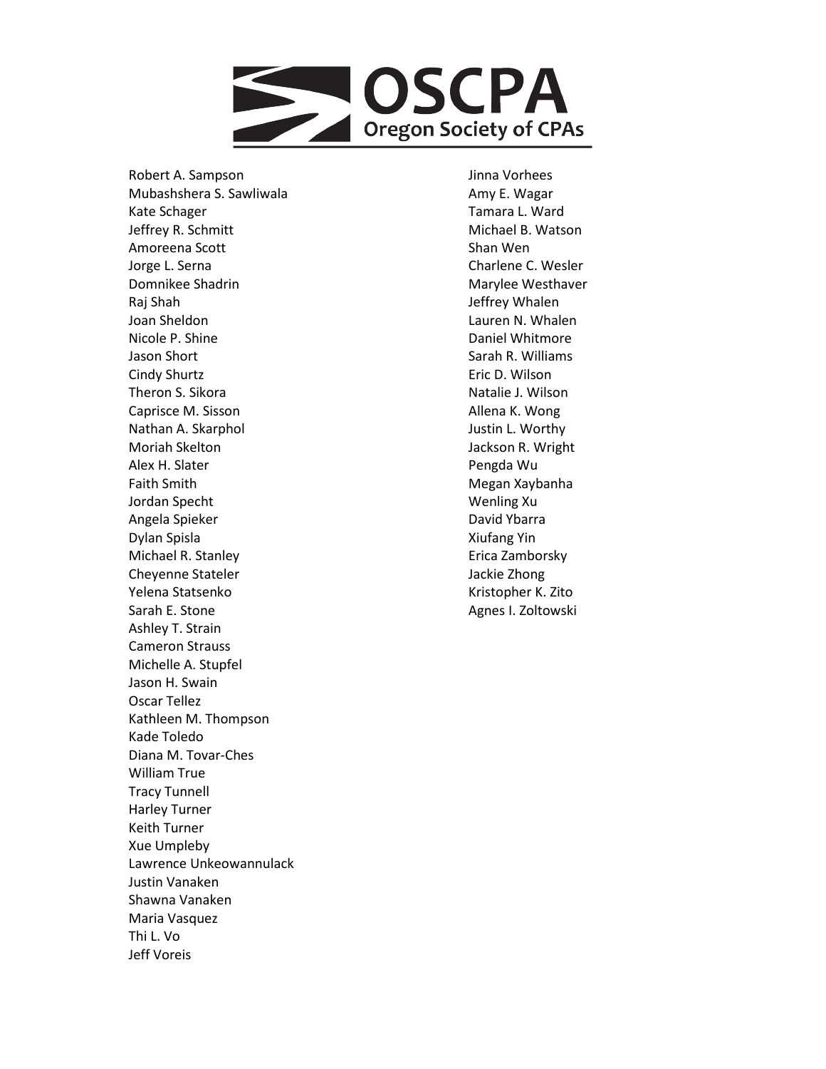Robert A. Sampson
Mubashshera S. Sawliwala
Kate Schager
Jeffrey R. Schmitt
Amoreena Scott
Jorge L. Serna
Domnikee Shadrin
Raj Shah
Joan Sheldon
Nicole P. Shine
Jason Short
Cindy Shurtz
Theron S. Sikora
Caprisce M. Sisson
Nathan A. Skarphol
Moriah Skelton
Alex H. Slater
Faith Smith
Jordan Specht
Angela Spieker
Dylan Spisla
Michael R. Stanley
Cheyenne Stateler
Yelena Statsenko
Sarah E. Stone
Ashley T. Strain
Cameron Strauss
Michelle A. Stupfel
Jason H. Swain
Oscar Tellez
Kathleen M. Thompson
Kade Toledo
Diana M. Tovar-Ches
William True
Tracy Tunnell
Harley Turner
Keith Turner
Xue Umpleby
Lawrence Unkeowannulack
Justin Vanaken
Shawna Vanaken
Maria Vasquez
Thi L. Vo
Jeff Voreis
Jinna Vorhees
Amy E. Wagar
Tamara L. Ward
Michael B. Watson
Shan Wen
Charlene C. Wesler
Marylee Westhaver
Jeffrey Whalen
Lauren N. Whalen
Daniel Whitmore
Sarah R. Williams
Eric D. Wilson
Natalie J. Wilson
Allena K. Wong
Justin L. Worthy
Jackson R. Wright
Pengda Wu
Megan Xaybanha
Wenling Xu
David Ybarra
Xiufang Yin
Erica Zamborsky
Jackie Zhong
Kristopher K. Zito
Agnes I. Zoltowski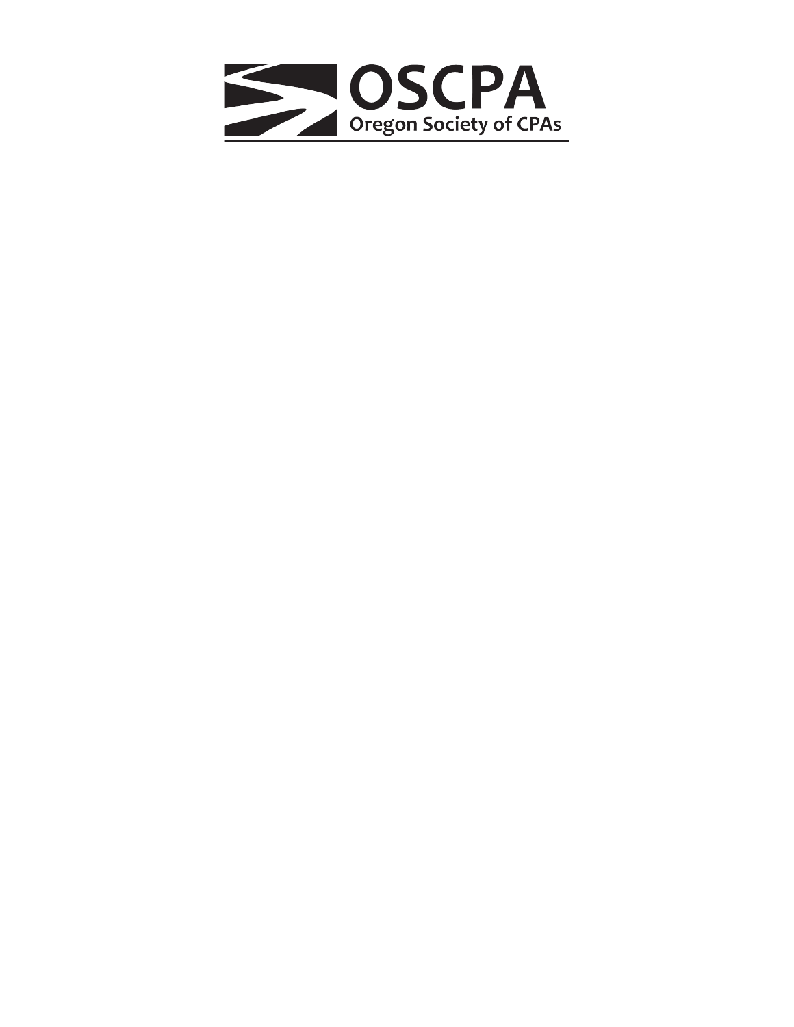# OSCPA

Oregon Society of CPAs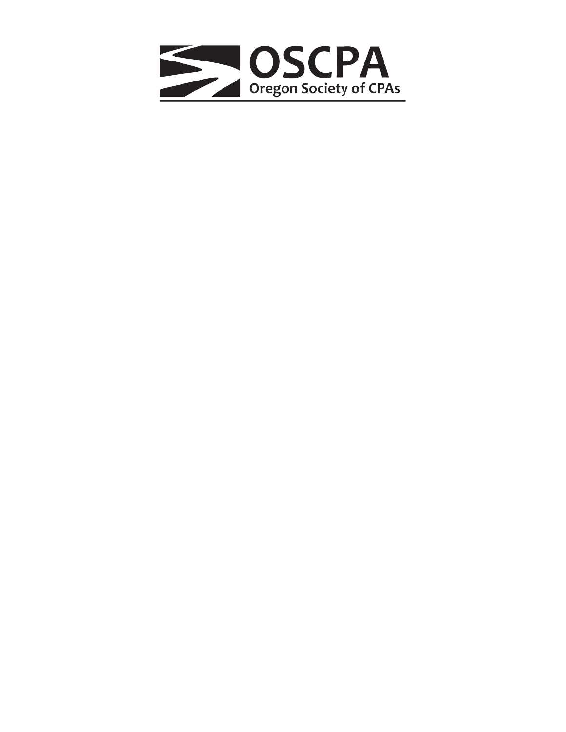# OSCPA

Oregon Society of CPAs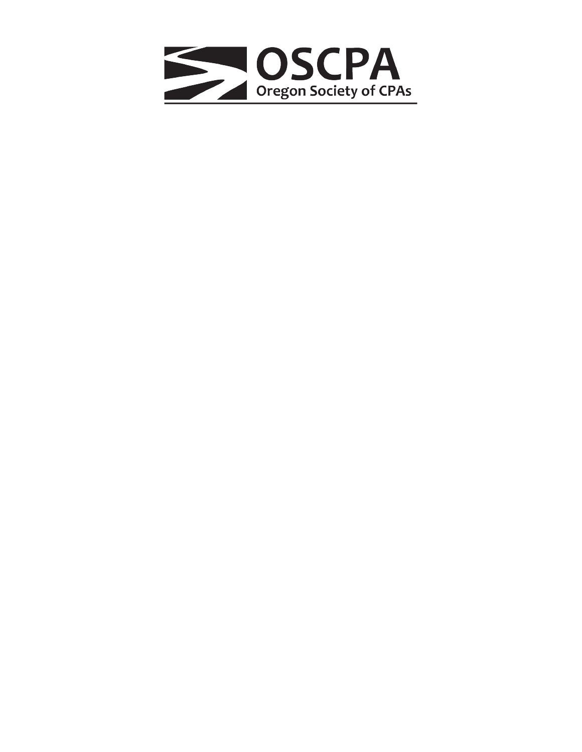# OSCPA

Oregon Society of CPAs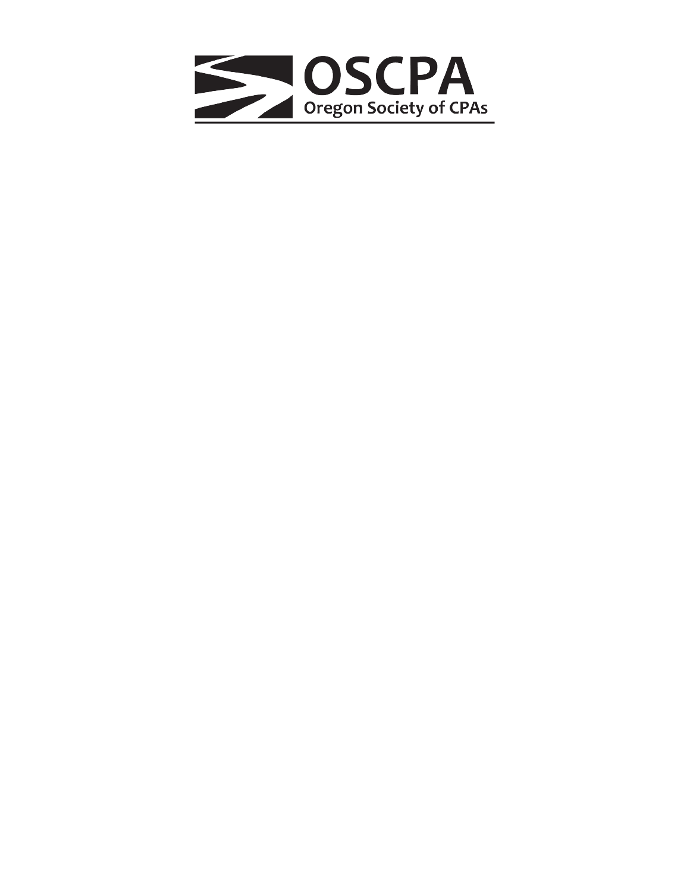OSCPA

Oregon Society of CPAs